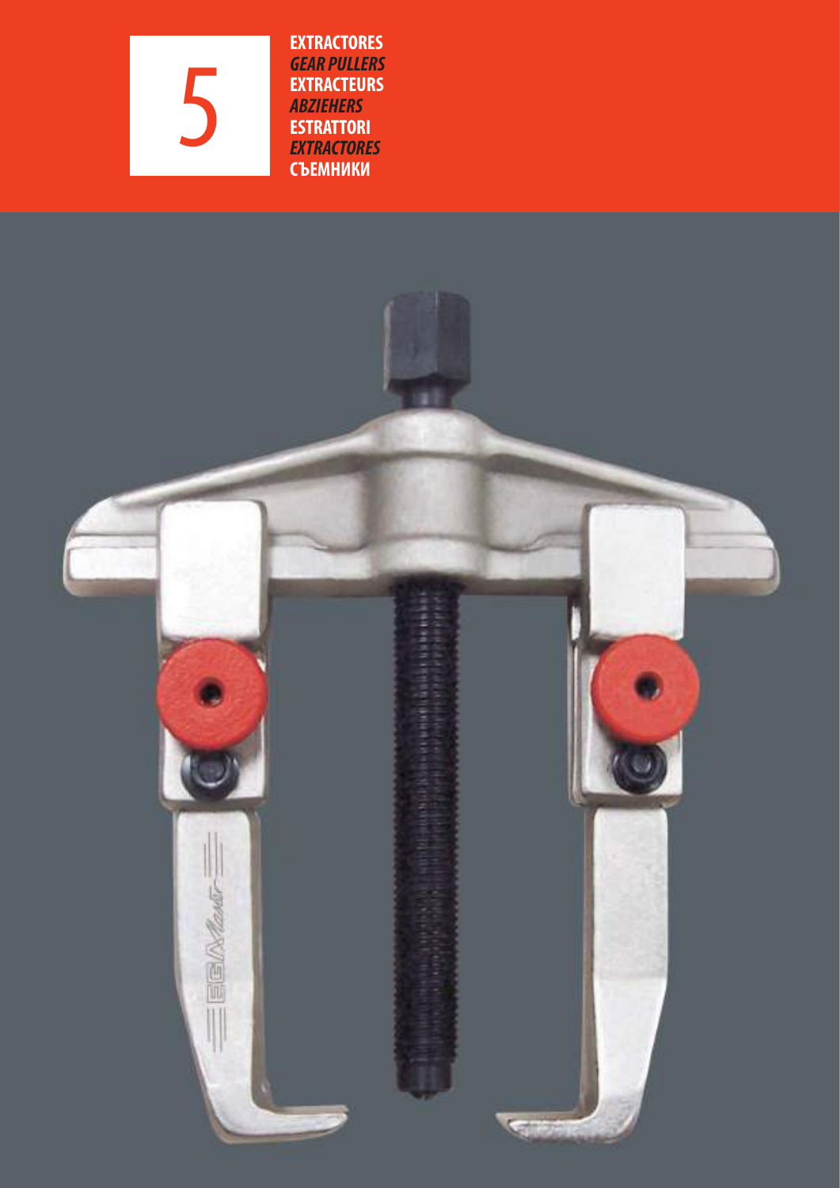# 5

**EXTRACTORES**
***GEAR PULLERS***
**EXTRACTEURS**
***ABZIEHERS***
**ESTRATTORI**
***EXTRACTORES***
**СЪЕМНИКИ**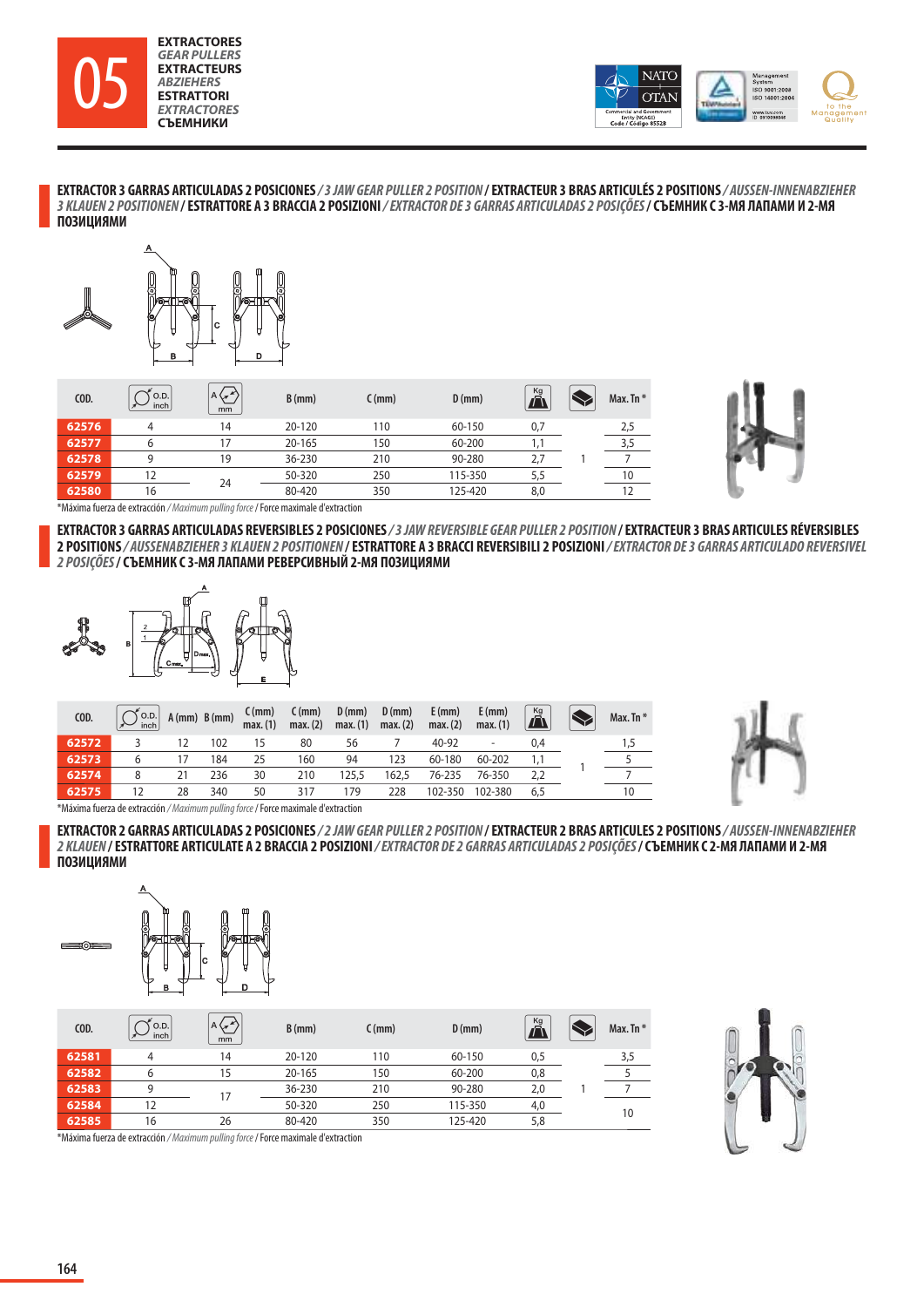## 05 EXTRACTORES / *GEAR PULLERS* / EXTRACTEURS / *ABZIEHERS* / ESTRATTORI / *EXTRACTORES* / СЪЕМНИКИ

### EXTRACTOR 3 GARRAS ARTICULADAS 2 POSICIONES / *3 JAW GEAR PULLER 2 POSITION* / EXTRACTEUR 3 BRAS ARTICULÉS 2 POSITIONS / *AUSSEN-INNENABZIEHER 3 KLAUEN 2 POSITIONEN* / ESTRATTORE A 3 BRACCIA 2 POSIZIONI / *EXTRACTOR DE 3 GARRAS ARTICULADAS 2 POSIÇÕES* / СЪЕМНИК С 3-МЯ ЛАПАМИ И 2-МЯ ПОЗИЦИЯМИ

| COD. | O.D. inch | A mm | B (mm) | C (mm) | D (mm) | Kg | | Max. Tn * |
|---|---|---|---|---|---|---|---|---|
| 62576 | 4 | 14 | 20-120 | 110 | 60-150 | 0,7 | 1 | 2,5 |
| 62577 | 6 | 17 | 20-165 | 150 | 60-200 | 1,1 | | 3,5 |
| 62578 | 9 | 19 | 36-230 | 210 | 90-280 | 2,7 | | 7 |
| 62579 | 12 | 24 | 50-320 | 250 | 115-350 | 5,5 | | 10 |
| 62580 | 16 | | 80-420 | 350 | 125-420 | 8,0 | | 12 |

*Máxima fuerza de extracción / *Maximum pulling force* / Force maximale d'extraction

### EXTRACTOR 3 GARRAS ARTICULADAS REVERSIBLES 2 POSICIONES / *3 JAW REVERSIBLE GEAR PULLER 2 POSITION* / EXTRACTEUR 3 BRAS ARTICULES RÉVERSIBLES 2 POSITIONS / *AUSSENABZIEHER 3 KLAUEN 2 POSITIONEN* / ESTRATTORE A 3 BRACCI REVERSIBILI 2 POSIZIONI / *EXTRACTOR DE 3 GARRAS ARTICULADO REVERSIVEL 2 POSIÇÕES* / СЪЕМНИК С 3-МЯ ЛАПАМИ РЕВЕРСИВНЫЙ 2-МЯ ПОЗИЦИЯМИ

| COD. | O.D. inch | A (mm) | B (mm) | C (mm) max. (1) | C (mm) max. (2) | D (mm) max. (1) | D (mm) max. (2) | E (mm) max. (2) | E (mm) max. (1) | Kg | | Max. Tn * |
|---|---|---|---|---|---|---|---|---|---|---|---|---|
| 62572 | 3 | 12 | 102 | 15 | 80 | 56 | 7 | 40-92 | - | 0,4 | 1 | 1,5 |
| 62573 | 6 | 17 | 184 | 25 | 160 | 94 | 123 | 60-180 | 60-202 | 1,1 | | 5 |
| 62574 | 8 | 21 | 236 | 30 | 210 | 125,5 | 162,5 | 76-235 | 76-350 | 2,2 | | 7 |
| 62575 | 12 | 28 | 340 | 50 | 317 | 179 | 228 | 102-350 | 102-380 | 6,5 | | 10 |

*Máxima fuerza de extracción / *Maximum pulling force* / Force maximale d'extraction

### EXTRACTOR 2 GARRAS ARTICULADAS 2 POSICIONES / *2 JAW GEAR PULLER 2 POSITION* / EXTRACTEUR 2 BRAS ARTICULES 2 POSITIONS / *AUSSEN-INNENABZIEHER 2 KLAUEN* / ESTRATTORE ARTICULATE A 2 BRACCIA 2 POSIZIONI / *EXTRACTOR DE 2 GARRAS ARTICULADAS 2 POSIÇÕES* / СЪЕМНИК С 2-МЯ ЛАПАМИ И 2-МЯ ПОЗИЦИЯМИ

| COD. | O.D. inch | A mm | B (mm) | C (mm) | D (mm) | Kg | | Max. Tn * |
|---|---|---|---|---|---|---|---|---|
| 62581 | 4 | 14 | 20-120 | 110 | 60-150 | 0,5 | 1 | 3,5 |
| 62582 | 6 | 15 | 20-165 | 150 | 60-200 | 0,8 | | 5 |
| 62583 | 9 | 17 | 36-230 | 210 | 90-280 | 2,0 | | 7 |
| 62584 | 12 | | 50-320 | 250 | 115-350 | 4,0 | | 10 |
| 62585 | 16 | 26 | 80-420 | 350 | 125-420 | 5,8 | | |

*Máxima fuerza de extracción / *Maximum pulling force* / Force maximale d'extraction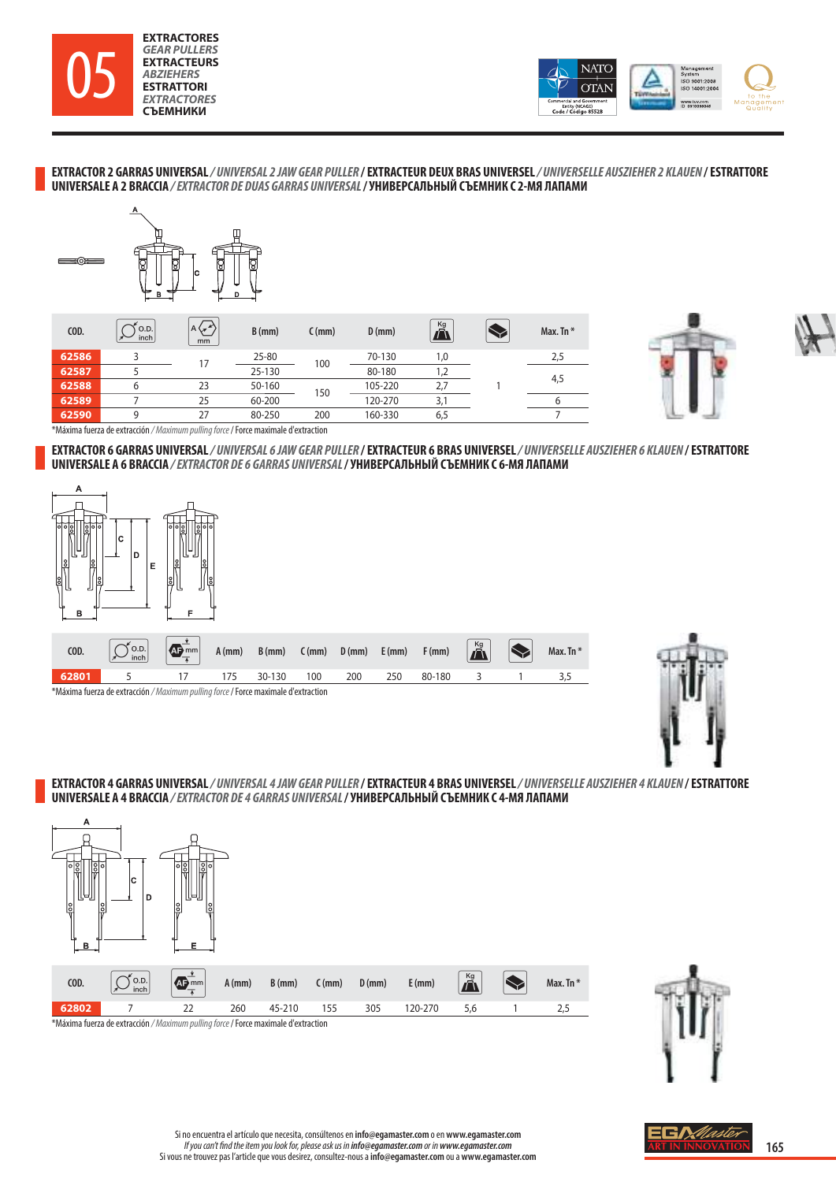# 05

**EXTRACTORES**
*GEAR PULLERS*
**EXTRACTEURS**
*ABZIEHERS*
**ESTRATTORI**
*EXTRACTORES*
**СЪЕМНИКИ**

## EXTRACTOR 2 GARRAS UNIVERSAL / *UNIVERSAL 2 JAW GEAR PULLER* / EXTRACTEUR DEUX BRAS UNIVERSEL / *UNIVERSELLE AUSZIEHER 2 KLAUEN* / ESTRATTORE UNIVERSALE A 2 BRACCIA / *EXTRACTOR DE DUAS GARRAS UNIVERSAL* / УНИВЕРСАЛЬНЫЙ СЪЕМНИК С 2-МЯ ЛАПАМИ

| COD. | O.D. inch | A mm | B (mm) | C (mm) | D (mm) | Kg | | Max. Tn * |
|---|---|---|---|---|---|---|---|---|
| 62586 | 3 | 17 | 25-80 | 100 | 70-130 | 1,0 | 1 | 2,5 |
| 62587 | 5 | | 25-130 | | 80-180 | 1,2 | | 4,5 |
| 62588 | 6 | 23 | 50-160 | 150 | 105-220 | 2,7 | | |
| 62589 | 7 | 25 | 60-200 | | 120-270 | 3,1 | | 6 |
| 62590 | 9 | 27 | 80-250 | 200 | 160-330 | 6,5 | | 7 |

*Máxima fuerza de extracción / *Maximum pulling force* / Force maximale d'extraction

## EXTRACTOR 6 GARRAS UNIVERSAL / *UNIVERSAL 6 JAW GEAR PULLER* / EXTRACTEUR 6 BRAS UNIVERSEL / *UNIVERSELLE AUSZIEHER 6 KLAUEN* / ESTRATTORE UNIVERSALE A 6 BRACCIA / *EXTRACTOR DE 6 GARRAS UNIVERSAL* / УНИВЕРСАЛЬНЫЙ СЪЕМНИК С 6-МЯ ЛАПАМИ

| COD. | O.D. inch | AF mm | A (mm) | B (mm) | C (mm) | D (mm) | E (mm) | F (mm) | Kg | | Max. Tn * |
|---|---|---|---|---|---|---|---|---|---|---|---|
| 62801 | 5 | 17 | 175 | 30-130 | 100 | 200 | 250 | 80-180 | 3 | 1 | 3,5 |

*Máxima fuerza de extracción / *Maximum pulling force* / Force maximale d'extraction

## EXTRACTOR 4 GARRAS UNIVERSAL / *UNIVERSAL 4 JAW GEAR PULLER* / EXTRACTEUR 4 BRAS UNIVERSEL / *UNIVERSELLE AUSZIEHER 4 KLAUEN* / ESTRATTORE UNIVERSALE A 4 BRACCIA / *EXTRACTOR DE 4 GARRAS UNIVERSAL* / УНИВЕРСАЛЬНЫЙ СЪЕМНИК С 4-МЯ ЛАПАМИ

| COD. | O.D. inch | AF mm | A (mm) | B (mm) | C (mm) | D (mm) | E (mm) | Kg | | Max. Tn * |
|---|---|---|---|---|---|---|---|---|---|---|
| 62802 | 7 | 22 | 260 | 45-210 | 155 | 305 | 120-270 | 5,6 | 1 | 2,5 |

*Máxima fuerza de extracción / *Maximum pulling force* / Force maximale d'extraction

Si no encuentra el artículo que necesita, consúltenos en **info@egamaster.com** o en **www.egamaster.com**
*If you can't find the item you look for, please ask us in* ***info@egamaster.com*** *or in* ***www.egamaster.com***
Si vous ne trouvez pas l'article que vous desirez, consultez-nous a **info@egamaster.com** ou a **www.egamaster.com**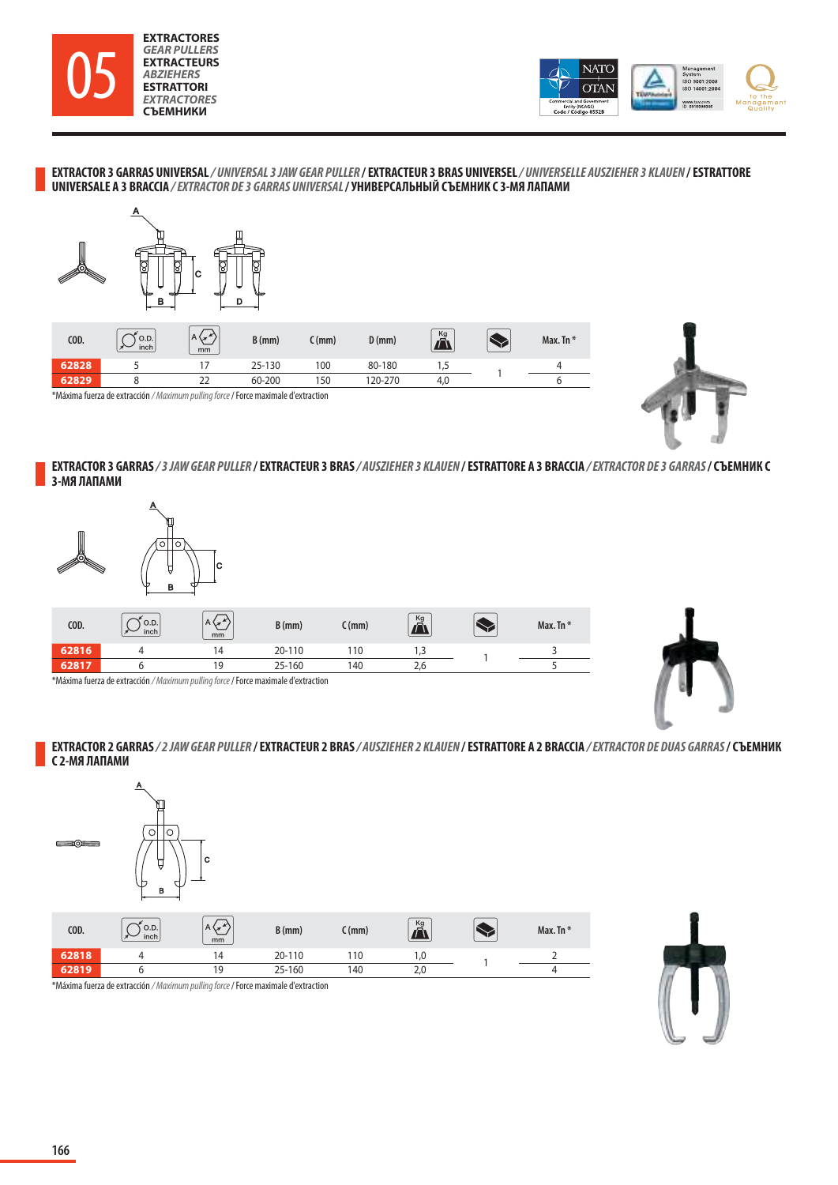# 05

**EXTRACTORES**
*GEAR PULLERS*
**EXTRACTEURS**
*ABZIEHERS*
**ESTRATTORI**
*EXTRACTORES*
**СЪЕМНИКИ**

## EXTRACTOR 3 GARRAS UNIVERSAL / *UNIVERSAL 3 JAW GEAR PULLER* / EXTRACTEUR 3 BRAS UNIVERSEL / *UNIVERSELLE AUSZIEHER 3 KLAUEN* / ESTRATTORE UNIVERSALE A 3 BRACCIA / *EXTRACTOR DE 3 GARRAS UNIVERSAL* / УНИВЕРСАЛЬНЫЙ СЪЕМНИК С 3-МЯ ЛАПАМИ

| COD. | O.D. inch | A mm | B (mm) | C (mm) | D (mm) | Kg | | Max. Tn * |
|---|---|---|---|---|---|---|---|---|
| 62828 | 5 | 17 | 25-130 | 100 | 80-180 | 1,5 | 1 | 4 |
| 62829 | 8 | 22 | 60-200 | 150 | 120-270 | 4,0 | | 6 |

*Máxima fuerza de extracción / *Maximum pulling force* / Force maximale d'extraction

## EXTRACTOR 3 GARRAS / *3 JAW GEAR PULLER* / EXTRACTEUR 3 BRAS / *AUSZIEHER 3 KLAUEN* / ESTRATTORE A 3 BRACCIA / *EXTRACTOR DE 3 GARRAS* / СЪЕМНИК С 3-МЯ ЛАПАМИ

| COD. | O.D. inch | A mm | B (mm) | C (mm) | Kg | | Max. Tn * |
|---|---|---|---|---|---|---|---|
| 62816 | 4 | 14 | 20-110 | 110 | 1,3 | 1 | 3 |
| 62817 | 6 | 19 | 25-160 | 140 | 2,6 | | 5 |

*Máxima fuerza de extracción / *Maximum pulling force* / Force maximale d'extraction

## EXTRACTOR 2 GARRAS / *2 JAW GEAR PULLER* / EXTRACTEUR 2 BRAS / *AUSZIEHER 2 KLAUEN* / ESTRATTORE A 2 BRACCIA / *EXTRACTOR DE DUAS GARRAS* / СЪЕМНИК С 2-МЯ ЛАПАМИ

| COD. | O.D. inch | A mm | B (mm) | C (mm) | Kg | | Max. Tn * |
|---|---|---|---|---|---|---|---|
| 62818 | 4 | 14 | 20-110 | 110 | 1,0 | 1 | 2 |
| 62819 | 6 | 19 | 25-160 | 140 | 2,0 | | 4 |

*Máxima fuerza de extracción / *Maximum pulling force* / Force maximale d'extraction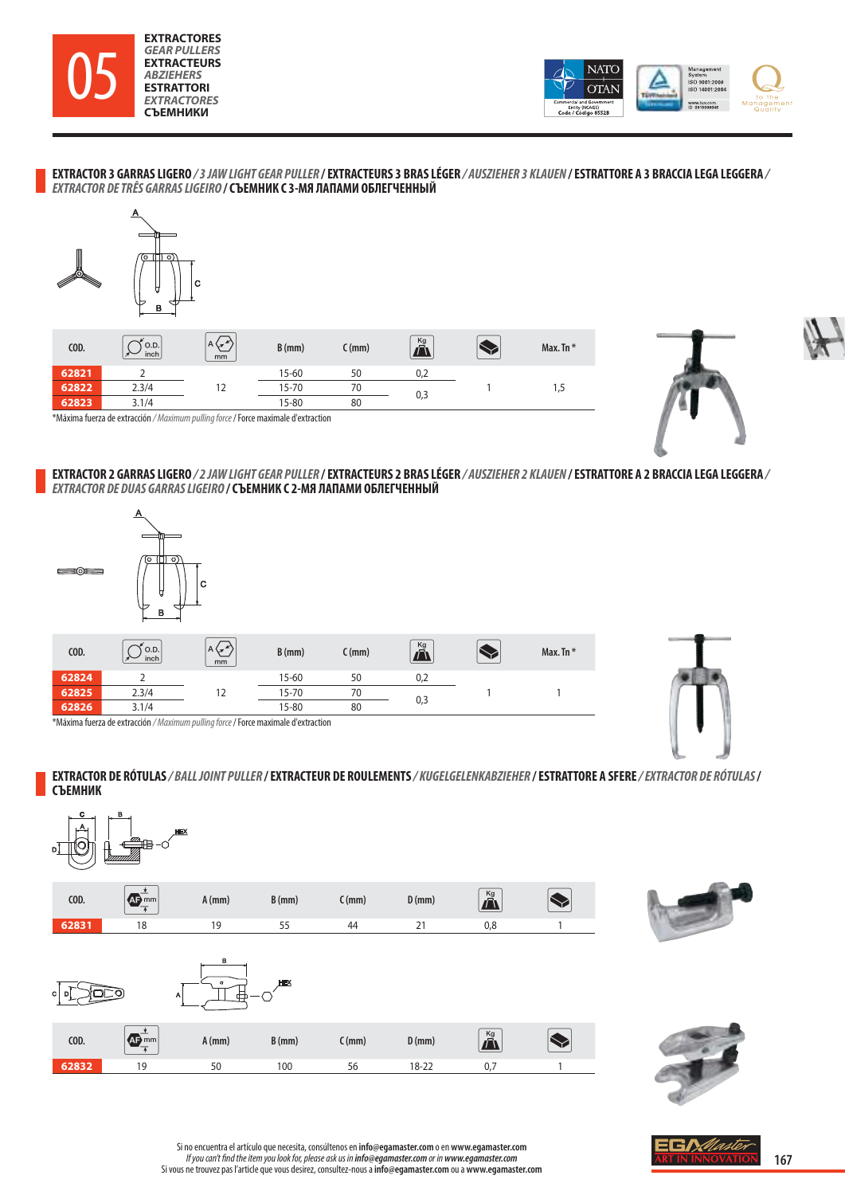# 05

**EXTRACTORES** *GEAR PULLERS* **EXTRACTEURS** *ABZIEHERS* **ESTRATTORI** *EXTRACTORES* **СЪЕМНИКИ**

## EXTRACTOR 3 GARRAS LIGERO / *3 JAW LIGHT GEAR PULLER* / EXTRACTEURS 3 BRAS LÉGER / *AUSZIEHER 3 KLAUEN* / ESTRATTORE A 3 BRACCIA LEGA LEGGERA / *EXTRACTOR DE TRÊS GARRAS LIGEIRO* / СЪЕМНИК С 3-МЯ ЛАПАМИ ОБЛЕГЧЕННЫЙ

| COD. | O.D. inch | A mm | B (mm) | C (mm) | Kg | | Max. Tn * |
|---|---|---|---|---|---|---|---|
| 62821 | 2 | 12 | 15-60 | 50 | 0,2 | 1 | 1,5 |
| 62822 | 2.3/4 | | 15-70 | 70 | 0,3 | | |
| 62823 | 3.1/4 | | 15-80 | 80 | | | |

*Máxima fuerza de extracción / *Maximum pulling force* / Force maximale d'extraction

## EXTRACTOR 2 GARRAS LIGERO / *2 JAW LIGHT GEAR PULLER* / EXTRACTEURS 2 BRAS LÉGER / *AUSZIEHER 2 KLAUEN* / ESTRATTORE A 2 BRACCIA LEGA LEGGERA / *EXTRACTOR DE DUAS GARRAS LIGEIRO* / СЪЕМНИК С 2-МЯ ЛАПАМИ ОБЛЕГЧЕННЫЙ

| COD. | O.D. inch | A mm | B (mm) | C (mm) | Kg | | Max. Tn * |
|---|---|---|---|---|---|---|---|
| 62824 | 2 | 12 | 15-60 | 50 | 0,2 | 1 | 1 |
| 62825 | 2.3/4 | | 15-70 | 70 | 0,3 | | |
| 62826 | 3.1/4 | | 15-80 | 80 | | | |

*Máxima fuerza de extracción / *Maximum pulling force* / Force maximale d'extraction

## EXTRACTOR DE RÓTULAS / *BALL JOINT PULLER* / EXTRACTEUR DE ROULEMENTS / *KUGELGELENKABZIEHER* / ESTRATTORE A SFERE / *EXTRACTOR DE RÓTULAS* / СЪЕМНИК

| COD. | AF mm | A (mm) | B (mm) | C (mm) | D (mm) | Kg | |
|---|---|---|---|---|---|---|---|
| 62831 | 18 | 19 | 55 | 44 | 21 | 0,8 | 1 |

| COD. | AF mm | A (mm) | B (mm) | C (mm) | D (mm) | Kg | |
|---|---|---|---|---|---|---|---|
| 62832 | 19 | 50 | 100 | 56 | 18-22 | 0,7 | 1 |

Si no encuentra el artículo que necesita, consúltenos en **info@egamaster.com** o en **www.egamaster.com**
*If you can't find the item you look for, please ask us in **info@egamaster.com** or in **www.egamaster.com***
Si vous ne trouvez pas l'article que vous desirez, consultez-nous a **info@egamaster.com** ou a **www.egamaster.com**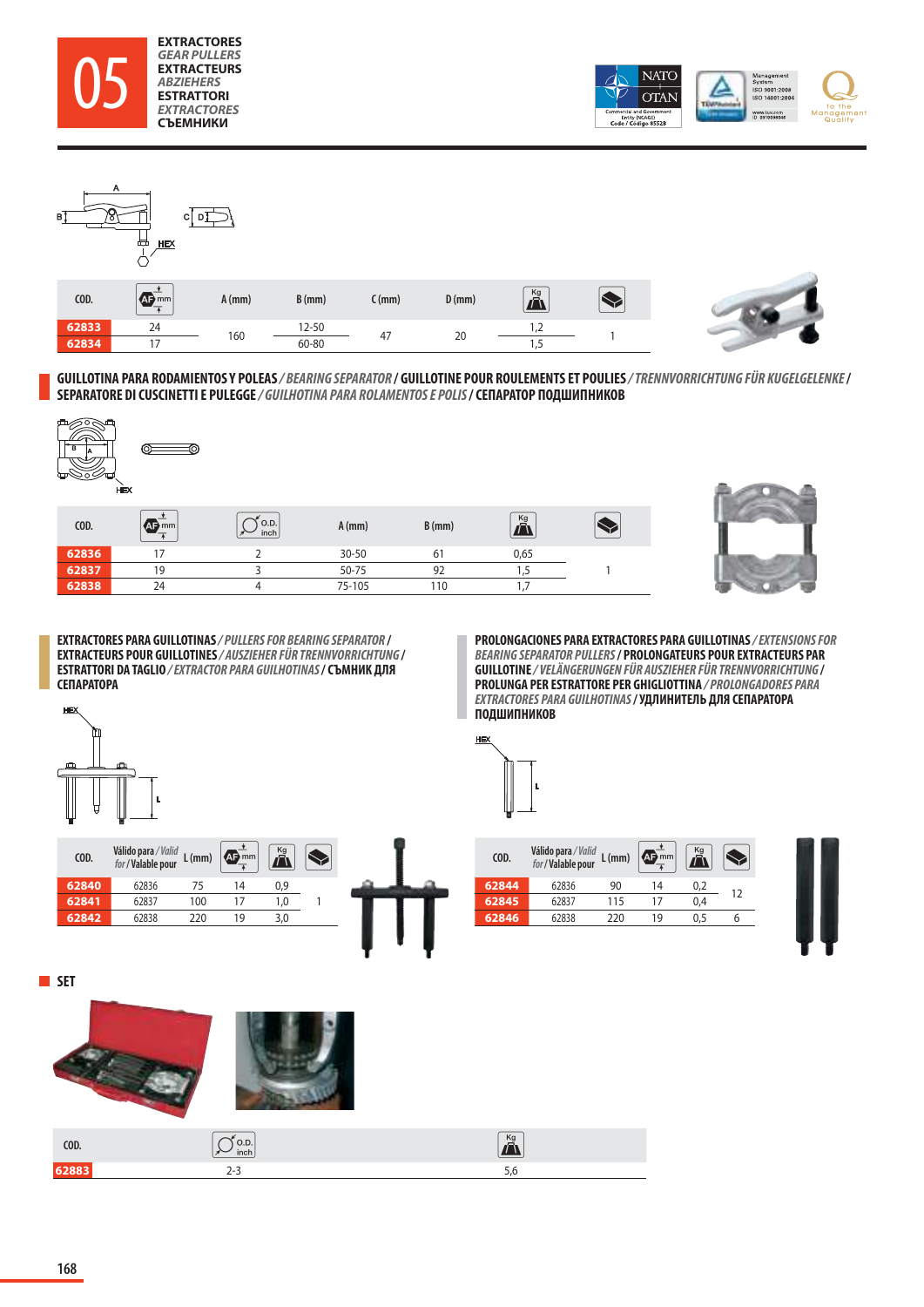# 05

**EXTRACTORES**
*GEAR PULLERS*
**EXTRACTEURS**
*ABZIEHERS*
**ESTRATTORI**
*EXTRACTORES*
**СЪЕМНИКИ**

| COD. | AF mm | A (mm) | B (mm) | C (mm) | D (mm) | Kg | |
|---|---|---|---|---|---|---|---|
| 62833 | 24 | 160 | 12-50 | 47 | 20 | 1,2 | 1 |
| 62834 | 17 | | 60-80 | | | 1,5 | |

## GUILLOTINA PARA RODAMIENTOS Y POLEAS / *BEARING SEPARATOR* / GUILLOTINE POUR ROULEMENTS ET POULIES / *TRENNVORRICHTUNG FÜR KUGELGELENKE* / SEPARATORE DI CUSCINETTI E PULEGGE / *GUILHOTINA PARA ROLAMENTOS E POLIS* / СЕПАРАТОР ПОДШИПНИКОВ

| COD. | AF mm | O.D. inch | A (mm) | B (mm) | Kg | |
|---|---|---|---|---|---|---|
| 62836 | 17 | 2 | 30-50 | 61 | 0,65 | 1 |
| 62837 | 19 | 3 | 50-75 | 92 | 1,5 | |
| 62838 | 24 | 4 | 75-105 | 110 | 1,7 | |

## EXTRACTORES PARA GUILLOTINAS / *PULLERS FOR BEARING SEPARATOR* / EXTRACTEURS POUR GUILLOTINES / *AUSZIEHER FÜR TRENNVORRICHTUNG* / ESTRATTORI DA TAGLIO / *EXTRACTOR PARA GUILHOTINAS* / СЪМНИК ДЛЯ СЕПАРАТОРА

| COD. | Válido para / *Valid for* / Valable pour | L (mm) | AF mm | Kg | |
|---|---|---|---|---|---|
| 62840 | 62836 | 75 | 14 | 0,9 | 1 |
| 62841 | 62837 | 100 | 17 | 1,0 | |
| 62842 | 62838 | 220 | 19 | 3,0 | |

## PROLONGACIONES PARA EXTRACTORES PARA GUILLOTINAS / *EXTENSIONS FOR BEARING SEPARATOR PULLERS* / PROLONGATEURS POUR EXTRACTEURS PAR GUILLOTINE / *VERLÄNGERUNGEN FÜR AUSZIEHER FÜR TRENNVORRICHTUNG* / PROLUNGA PER ESTRATTORE PER GHIGLIOTTINA / *PROLONGADORES PARA EXTRACTORES PARA GUILHOTINAS* / УДЛИНИТЕЛЬ ДЛЯ СЕПАРАТОРА ПОДШИПНИКОВ

| COD. | Válido para / *Valid for* / Valable pour | L (mm) | AF mm | Kg | |
|---|---|---|---|---|---|
| 62844 | 62836 | 90 | 14 | 0,2 | 12 |
| 62845 | 62837 | 115 | 17 | 0,4 | |
| 62846 | 62838 | 220 | 19 | 0,5 | 6 |

## SET

| COD. | O.D. inch | Kg |
|---|---|---|
| 62883 | 2-3 | 5,6 |